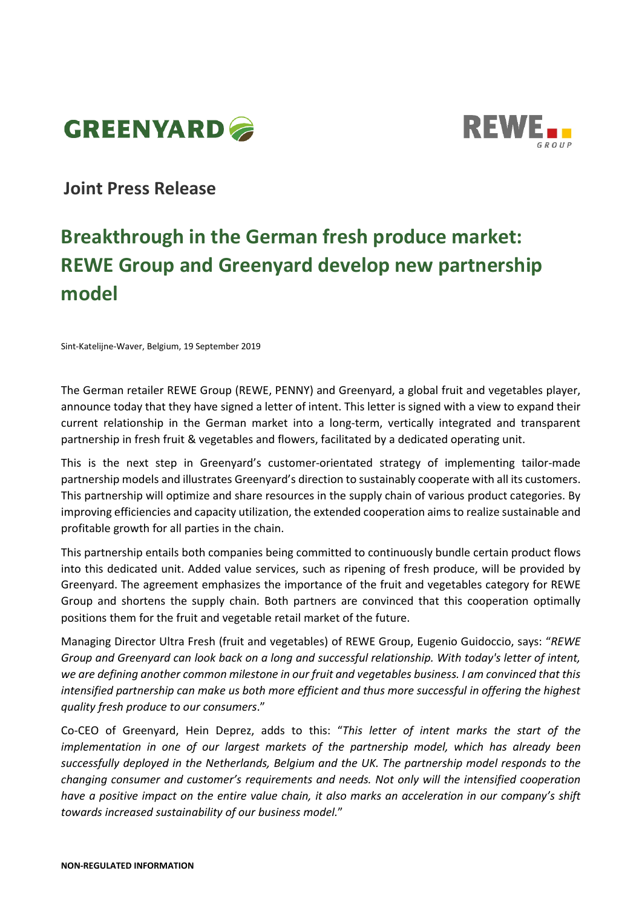GREENYARD

REWE GROUP

**Joint Press Release**

# Breakthrough in the German fresh produce market: REWE Group and Greenyard develop new partnership model

Sint-Katelijne-Waver, Belgium, 19 September 2019

The German retailer REWE Group (REWE, PENNY) and Greenyard, a global fruit and vegetables player, announce today that they have signed a letter of intent. This letter is signed with a view to expand their current relationship in the German market into a long-term, vertically integrated and transparent partnership in fresh fruit & vegetables and flowers, facilitated by a dedicated operating unit.

This is the next step in Greenyard's customer-orientated strategy of implementing tailor-made partnership models and illustrates Greenyard's direction to sustainably cooperate with all its customers. This partnership will optimize and share resources in the supply chain of various product categories. By improving efficiencies and capacity utilization, the extended cooperation aims to realize sustainable and profitable growth for all parties in the chain.

This partnership entails both companies being committed to continuously bundle certain product flows into this dedicated unit. Added value services, such as ripening of fresh produce, will be provided by Greenyard. The agreement emphasizes the importance of the fruit and vegetables category for REWE Group and shortens the supply chain. Both partners are convinced that this cooperation optimally positions them for the fruit and vegetable retail market of the future.

Managing Director Ultra Fresh (fruit and vegetables) of REWE Group, Eugenio Guidoccio, says: "*REWE Group and Greenyard can look back on a long and successful relationship. With today's letter of intent, we are defining another common milestone in our fruit and vegetables business. I am convinced that this intensified partnership can make us both more efficient and thus more successful in offering the highest quality fresh produce to our consumers*."

Co-CEO of Greenyard, Hein Deprez, adds to this: "*This letter of intent marks the start of the implementation in one of our largest markets of the partnership model, which has already been successfully deployed in the Netherlands, Belgium and the UK. The partnership model responds to the changing consumer and customer's requirements and needs. Not only will the intensified cooperation have a positive impact on the entire value chain, it also marks an acceleration in our company's shift towards increased sustainability of our business model.*"

**NON-REGULATED INFORMATION**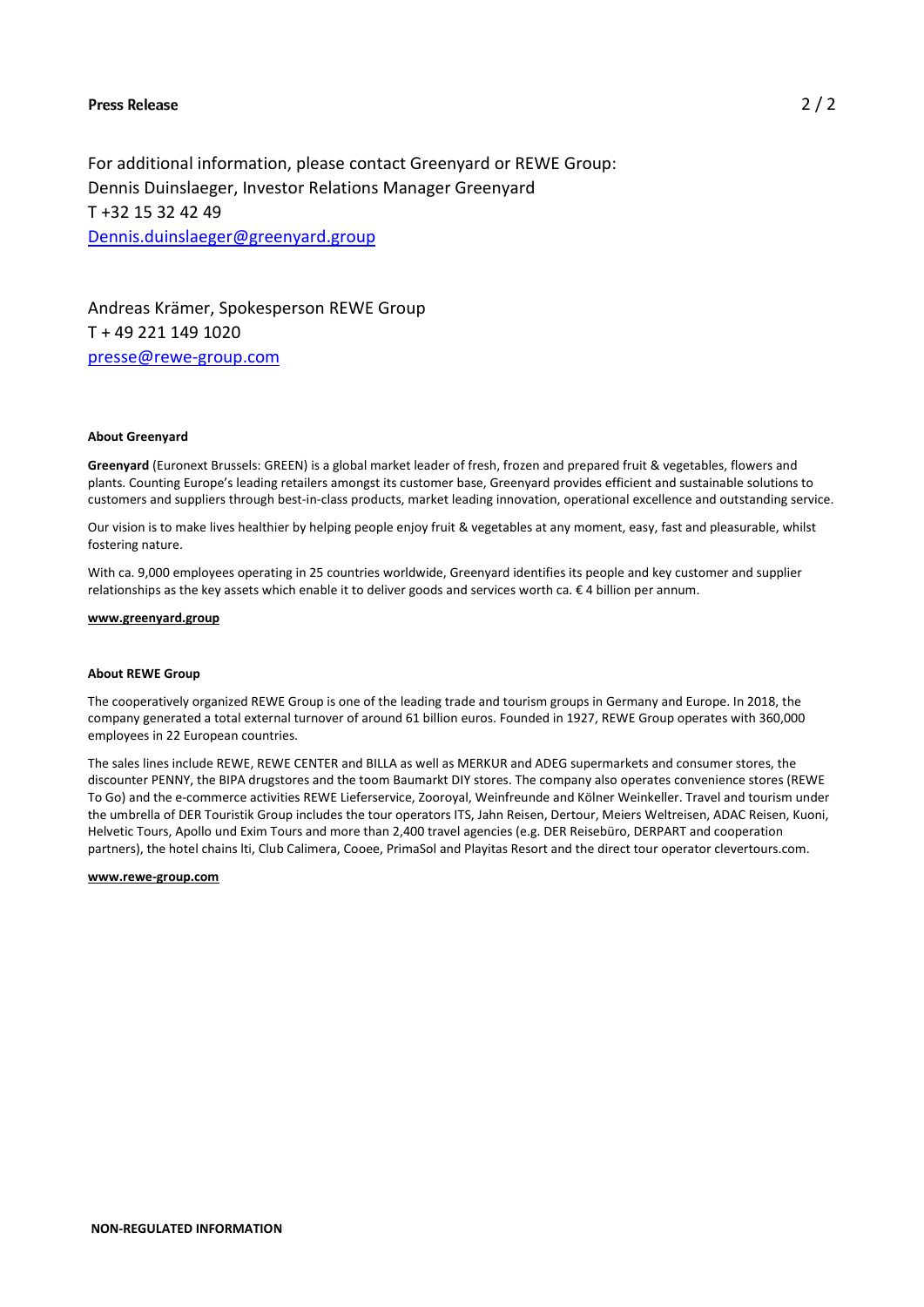For additional information, please contact Greenyard or REWE Group:
Dennis Duinslaeger, Investor Relations Manager Greenyard
T +32 15 32 42 49
Dennis.duinslaeger@greenyard.group

Andreas Krämer, Spokesperson REWE Group
T + 49 221 149 1020
presse@rewe-group.com

**About Greenyard**

**Greenyard** (Euronext Brussels: GREEN) is a global market leader of fresh, frozen and prepared fruit & vegetables, flowers and plants. Counting Europe's leading retailers amongst its customer base, Greenyard provides efficient and sustainable solutions to customers and suppliers through best-in-class products, market leading innovation, operational excellence and outstanding service.

Our vision is to make lives healthier by helping people enjoy fruit & vegetables at any moment, easy, fast and pleasurable, whilst fostering nature.

With ca. 9,000 employees operating in 25 countries worldwide, Greenyard identifies its people and key customer and supplier relationships as the key assets which enable it to deliver goods and services worth ca. € 4 billion per annum.

**www.greenyard.group**

**About REWE Group**

The cooperatively organized REWE Group is one of the leading trade and tourism groups in Germany and Europe. In 2018, the company generated a total external turnover of around 61 billion euros. Founded in 1927, REWE Group operates with 360,000 employees in 22 European countries.

The sales lines include REWE, REWE CENTER and BILLA as well as MERKUR and ADEG supermarkets and consumer stores, the discounter PENNY, the BIPA drugstores and the toom Baumarkt DIY stores. The company also operates convenience stores (REWE To Go) and the e-commerce activities REWE Lieferservice, Zooroyal, Weinfreunde and Kölner Weinkeller. Travel and tourism under the umbrella of DER Touristik Group includes the tour operators ITS, Jahn Reisen, Dertour, Meiers Weltreisen, ADAC Reisen, Kuoni, Helvetic Tours, Apollo und Exim Tours and more than 2,400 travel agencies (e.g. DER Reisebüro, DERPART and cooperation partners), the hotel chains lti, Club Calimera, Cooee, PrimaSol and Playitas Resort and the direct tour operator clevertours.com.

**www.rewe-group.com**

**NON-REGULATED INFORMATION**